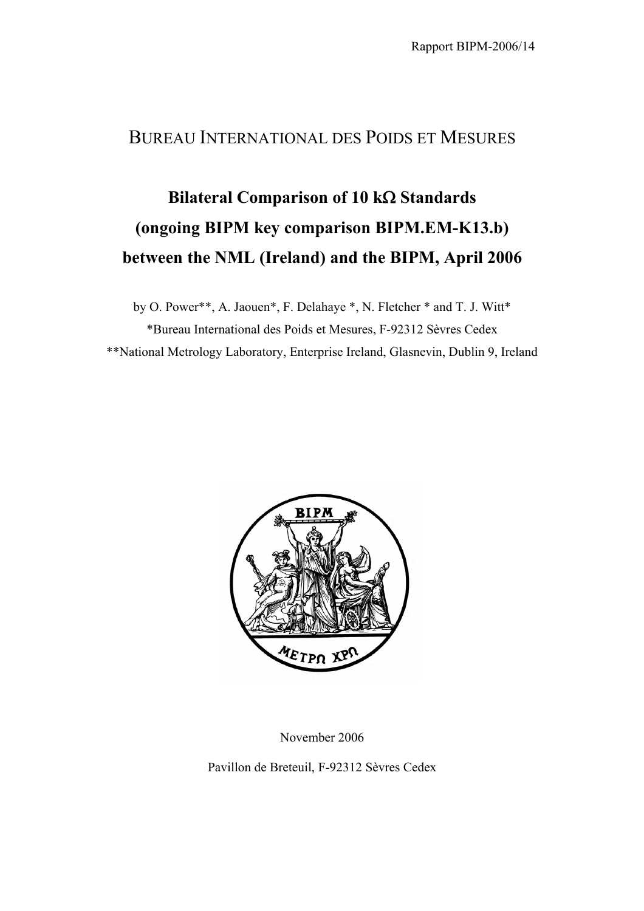Rapport BIPM-2006/14

# BUREAU INTERNATIONAL DES POIDS ET MESURES

## Bilateral Comparison of 10 kΩ Standards (ongoing BIPM key comparison BIPM.EM-K13.b) between the NML (Ireland) and the BIPM, April 2006

by O. Power**, A. Jaouen*, F. Delahaye *, N. Fletcher * and T. J. Witt*

*Bureau International des Poids et Mesures, F-92312 Sèvres Cedex

**National Metrology Laboratory, Enterprise Ireland, Glasnevin, Dublin 9, Ireland

November 2006

Pavillon de Breteuil, F-92312 Sèvres Cedex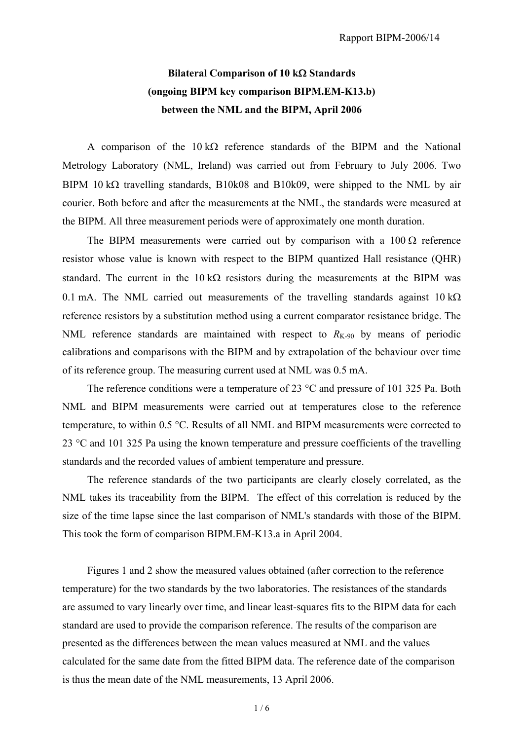**Bilateral Comparison of 10 kΩ Standards**
**(ongoing BIPM key comparison BIPM.EM-K13.b)**
**between the NML and the BIPM, April 2006**

A comparison of the 10 kΩ reference standards of the BIPM and the National Metrology Laboratory (NML, Ireland) was carried out from February to July 2006. Two BIPM 10 kΩ travelling standards, B10k08 and B10k09, were shipped to the NML by air courier. Both before and after the measurements at the NML, the standards were measured at the BIPM. All three measurement periods were of approximately one month duration.

The BIPM measurements were carried out by comparison with a 100 Ω reference resistor whose value is known with respect to the BIPM quantized Hall resistance (QHR) standard. The current in the 10 kΩ resistors during the measurements at the BIPM was 0.1 mA. The NML carried out measurements of the travelling standards against 10 kΩ reference resistors by a substitution method using a current comparator resistance bridge. The NML reference standards are maintained with respect to $R_{K-90}$ by means of periodic calibrations and comparisons with the BIPM and by extrapolation of the behaviour over time of its reference group. The measuring current used at NML was 0.5 mA.

The reference conditions were a temperature of 23 °C and pressure of 101 325 Pa. Both NML and BIPM measurements were carried out at temperatures close to the reference temperature, to within 0.5 °C. Results of all NML and BIPM measurements were corrected to 23 °C and 101 325 Pa using the known temperature and pressure coefficients of the travelling standards and the recorded values of ambient temperature and pressure.

The reference standards of the two participants are clearly closely correlated, as the NML takes its traceability from the BIPM. The effect of this correlation is reduced by the size of the time lapse since the last comparison of NML's standards with those of the BIPM. This took the form of comparison BIPM.EM-K13.a in April 2004.

Figures 1 and 2 show the measured values obtained (after correction to the reference temperature) for the two standards by the two laboratories. The resistances of the standards are assumed to vary linearly over time, and linear least-squares fits to the BIPM data for each standard are used to provide the comparison reference. The results of the comparison are presented as the differences between the mean values measured at NML and the values calculated for the same date from the fitted BIPM data. The reference date of the comparison is thus the mean date of the NML measurements, 13 April 2006.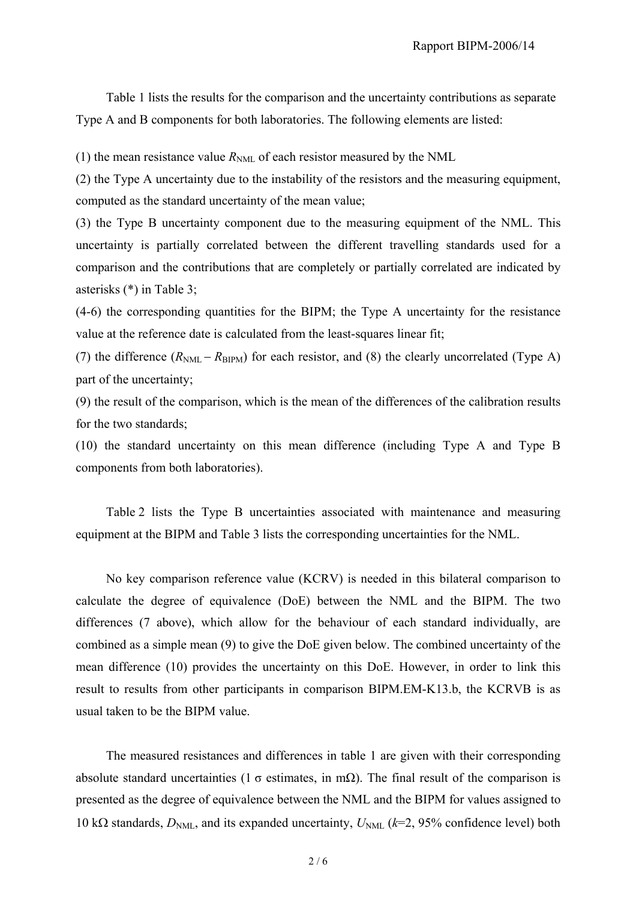Table 1 lists the results for the comparison and the uncertainty contributions as separate Type A and B components for both laboratories. The following elements are listed:

(1) the mean resistance value $R_{NML}$ of each resistor measured by the NML

(2) the Type A uncertainty due to the instability of the resistors and the measuring equipment, computed as the standard uncertainty of the mean value;

(3) the Type B uncertainty component due to the measuring equipment of the NML. This uncertainty is partially correlated between the different travelling standards used for a comparison and the contributions that are completely or partially correlated are indicated by asterisks (*) in Table 3;

(4-6) the corresponding quantities for the BIPM; the Type A uncertainty for the resistance value at the reference date is calculated from the least-squares linear fit;

(7) the difference ($R_{NML} - R_{BIPM}$) for each resistor, and (8) the clearly uncorrelated (Type A) part of the uncertainty;

(9) the result of the comparison, which is the mean of the differences of the calibration results for the two standards;

(10) the standard uncertainty on this mean difference (including Type A and Type B components from both laboratories).

Table 2 lists the Type B uncertainties associated with maintenance and measuring equipment at the BIPM and Table 3 lists the corresponding uncertainties for the NML.

No key comparison reference value (KCRV) is needed in this bilateral comparison to calculate the degree of equivalence (DoE) between the NML and the BIPM. The two differences (7 above), which allow for the behaviour of each standard individually, are combined as a simple mean (9) to give the DoE given below. The combined uncertainty of the mean difference (10) provides the uncertainty on this DoE. However, in order to link this result to results from other participants in comparison BIPM.EM-K13.b, the KCRVB is as usual taken to be the BIPM value.

The measured resistances and differences in table 1 are given with their corresponding absolute standard uncertainties (1 σ estimates, in mΩ). The final result of the comparison is presented as the degree of equivalence between the NML and the BIPM for values assigned to 10 kΩ standards, $D_{NML}$, and its expanded uncertainty, $U_{NML}$ ($k$=2, 95% confidence level) both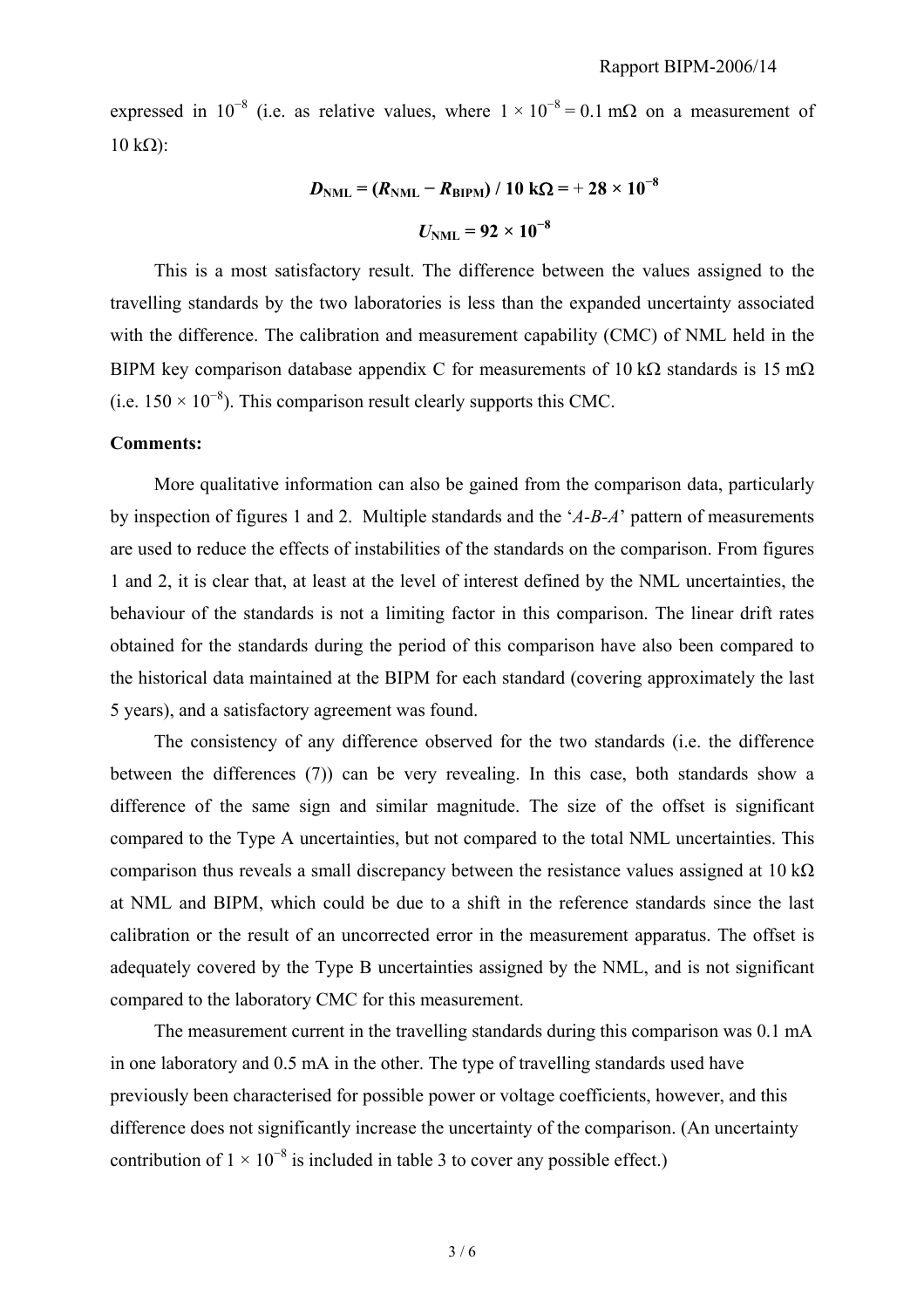expressed in $10^{-8}$ (i.e. as relative values, where $1 \times 10^{-8} = 0.1\ \text{m}\Omega$ on a measurement of $10\ \text{k}\Omega$):

$$\boldsymbol{D_{\mathrm{NML}} = (R_{\mathrm{NML}} - R_{\mathrm{BIPM}}) / 10\ \mathrm{k}\Omega = +\ 28 \times 10^{-8}}$$

$$\boldsymbol{U_{\mathrm{NML}} = 92 \times 10^{-8}}$$

This is a most satisfactory result. The difference between the values assigned to the travelling standards by the two laboratories is less than the expanded uncertainty associated with the difference. The calibration and measurement capability (CMC) of NML held in the BIPM key comparison database appendix C for measurements of 10 kΩ standards is 15 mΩ (i.e. $150 \times 10^{-8}$). This comparison result clearly supports this CMC.

**Comments:**

More qualitative information can also be gained from the comparison data, particularly by inspection of figures 1 and 2. Multiple standards and the '*A-B-A*' pattern of measurements are used to reduce the effects of instabilities of the standards on the comparison. From figures 1 and 2, it is clear that, at least at the level of interest defined by the NML uncertainties, the behaviour of the standards is not a limiting factor in this comparison. The linear drift rates obtained for the standards during the period of this comparison have also been compared to the historical data maintained at the BIPM for each standard (covering approximately the last 5 years), and a satisfactory agreement was found.

The consistency of any difference observed for the two standards (i.e. the difference between the differences (7)) can be very revealing. In this case, both standards show a difference of the same sign and similar magnitude. The size of the offset is significant compared to the Type A uncertainties, but not compared to the total NML uncertainties. This comparison thus reveals a small discrepancy between the resistance values assigned at 10 kΩ at NML and BIPM, which could be due to a shift in the reference standards since the last calibration or the result of an uncorrected error in the measurement apparatus. The offset is adequately covered by the Type B uncertainties assigned by the NML, and is not significant compared to the laboratory CMC for this measurement.

The measurement current in the travelling standards during this comparison was 0.1 mA in one laboratory and 0.5 mA in the other. The type of travelling standards used have previously been characterised for possible power or voltage coefficients, however, and this difference does not significantly increase the uncertainty of the comparison. (An uncertainty contribution of $1 \times 10^{-8}$ is included in table 3 to cover any possible effect.)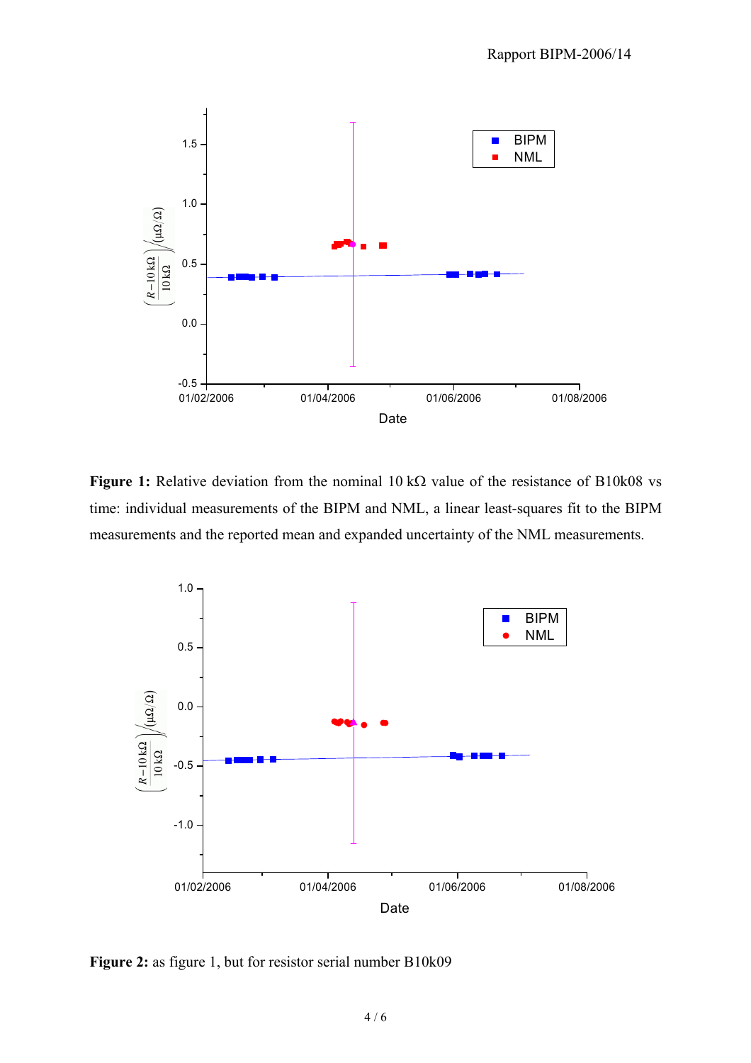**Figure 1:** Relative deviation from the nominal 10 kΩ value of the resistance of B10k08 vs time: individual measurements of the BIPM and NML, a linear least-squares fit to the BIPM measurements and the reported mean and expanded uncertainty of the NML measurements.

**Figure 2:** as figure 1, but for resistor serial number B10k09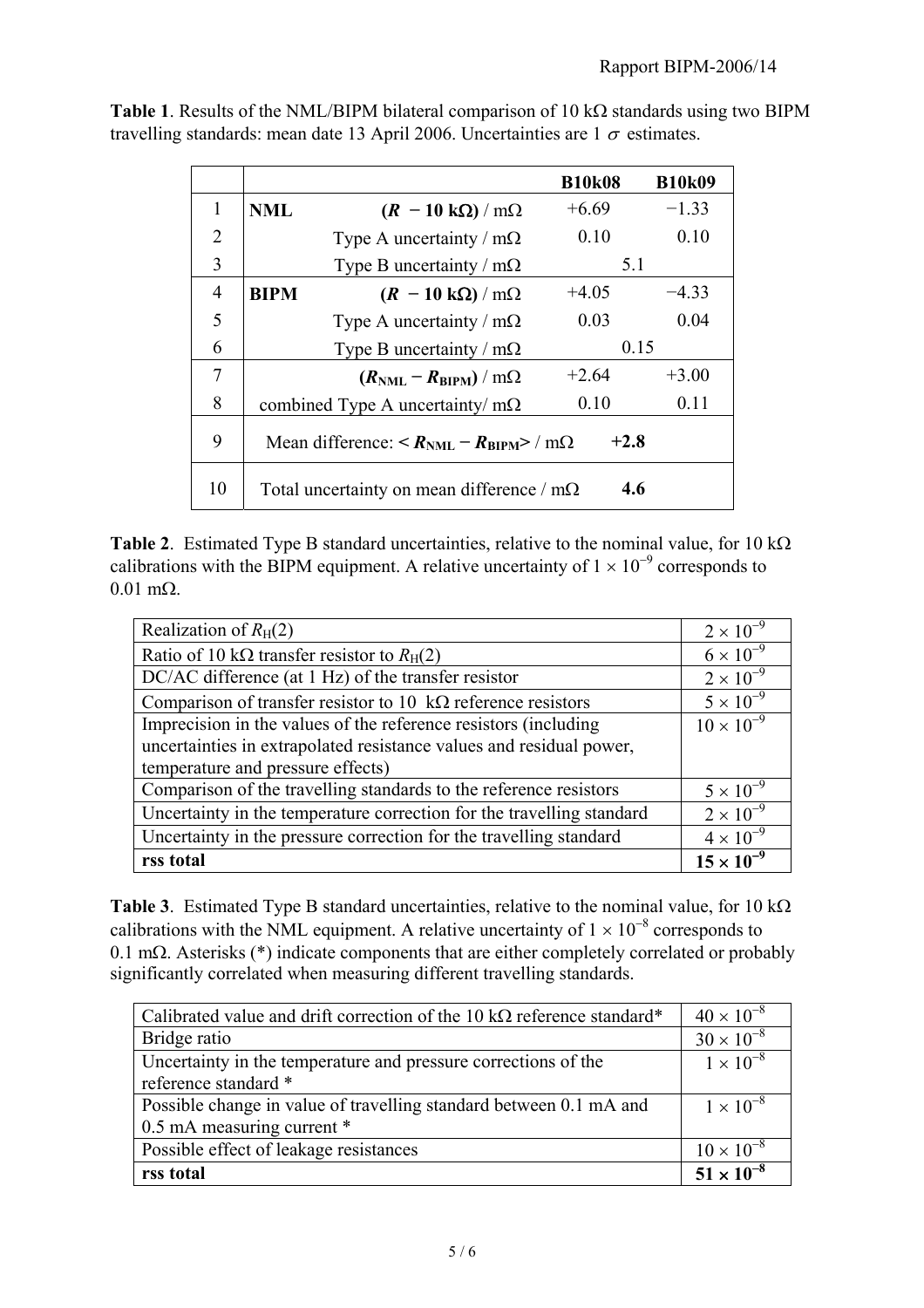**Table 1**. Results of the NML/BIPM bilateral comparison of 10 kΩ standards using two BIPM travelling standards: mean date 13 April 2006. Uncertainties are 1 $\sigma$ estimates.

| | | | **B10k08** | **B10k09** |
|---|---|---|---|---|
| 1 | **NML** | **($R$ − 10 kΩ) / mΩ** | +6.69 | −1.33 |
| 2 | | Type A uncertainty / mΩ | 0.10 | 0.10 |
| 3 | | Type B uncertainty / mΩ | 5.1 | |
| 4 | **BIPM** | **($R$ − 10 kΩ) / mΩ** | +4.05 | −4.33 |
| 5 | | Type A uncertainty / mΩ | 0.03 | 0.04 |
| 6 | | Type B uncertainty / mΩ | 0.15 | |
| 7 | | **($R_{NML}$ − $R_{BIPM}$) / mΩ** | +2.64 | +3.00 |
| 8 | | combined Type A uncertainty/ mΩ | 0.10 | 0.11 |
| 9 | | Mean difference: **< $R_{NML}$ − $R_{BIPM}$>** / mΩ | **+2.8** | |
| 10 | | Total uncertainty on mean difference / mΩ | **4.6** | |

**Table 2**. Estimated Type B standard uncertainties, relative to the nominal value, for 10 kΩ calibrations with the BIPM equipment. A relative uncertainty of $1 \times 10^{-9}$ corresponds to 0.01 mΩ.

| | |
|---|---|
| Realization of $R_H(2)$ | $2 \times 10^{-9}$ |
| Ratio of 10 kΩ transfer resistor to $R_H(2)$ | $6 \times 10^{-9}$ |
| DC/AC difference (at 1 Hz) of the transfer resistor | $2 \times 10^{-9}$ |
| Comparison of transfer resistor to 10 kΩ reference resistors | $5 \times 10^{-9}$ |
| Imprecision in the values of the reference resistors (including uncertainties in extrapolated resistance values and residual power, temperature and pressure effects) | $10 \times 10^{-9}$ |
| Comparison of the travelling standards to the reference resistors | $5 \times 10^{-9}$ |
| Uncertainty in the temperature correction for the travelling standard | $2 \times 10^{-9}$ |
| Uncertainty in the pressure correction for the travelling standard | $4 \times 10^{-9}$ |
| **rss total** | $\mathbf{15 \times 10^{-9}}$ |

**Table 3**. Estimated Type B standard uncertainties, relative to the nominal value, for 10 kΩ calibrations with the NML equipment. A relative uncertainty of $1 \times 10^{-8}$ corresponds to 0.1 mΩ. Asterisks (*) indicate components that are either completely correlated or probably significantly correlated when measuring different travelling standards.

| | |
|---|---|
| Calibrated value and drift correction of the 10 kΩ reference standard* | $40 \times 10^{-8}$ |
| Bridge ratio | $30 \times 10^{-8}$ |
| Uncertainty in the temperature and pressure corrections of the reference standard * | $1 \times 10^{-8}$ |
| Possible change in value of travelling standard between 0.1 mA and 0.5 mA measuring current * | $1 \times 10^{-8}$ |
| Possible effect of leakage resistances | $10 \times 10^{-8}$ |
| **rss total** | $\mathbf{51 \times 10^{-8}}$ |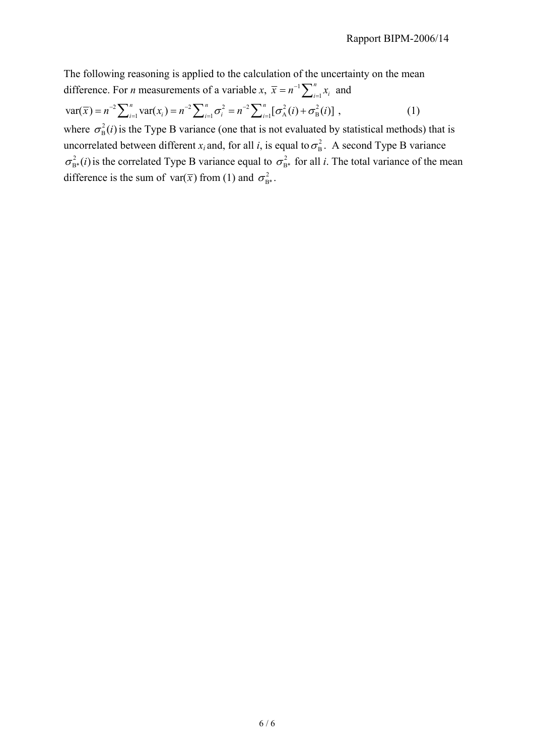The following reasoning is applied to the calculation of the uncertainty on the mean difference. For $n$ measurements of a variable $x$, $\bar{x} = n^{-1}\sum_{i=1}^{n} x_i$ and

$$\mathrm{var}(\bar{x}) = n^{-2}\sum_{i=1}^{n}\mathrm{var}(x_i) = n^{-2}\sum_{i=1}^{n}\sigma_i^2 = n^{-2}\sum_{i=1}^{n}[\sigma_{\mathrm{A}}^2(i) + \sigma_{\mathrm{B}}^2(i)] \; , \qquad (1)$$

where $\sigma_{\mathrm{B}}^2(i)$ is the Type B variance (one that is not evaluated by statistical methods) that is uncorrelated between different $x_i$ and, for all $i$, is equal to $\sigma_{\mathrm{B}}^2$. A second Type B variance $\sigma_{\mathrm{B*}}^2(i)$ is the correlated Type B variance equal to $\sigma_{\mathrm{B*}}^2$ for all $i$. The total variance of the mean difference is the sum of $\mathrm{var}(\bar{x})$ from (1) and $\sigma_{\mathrm{B*}}^2$.